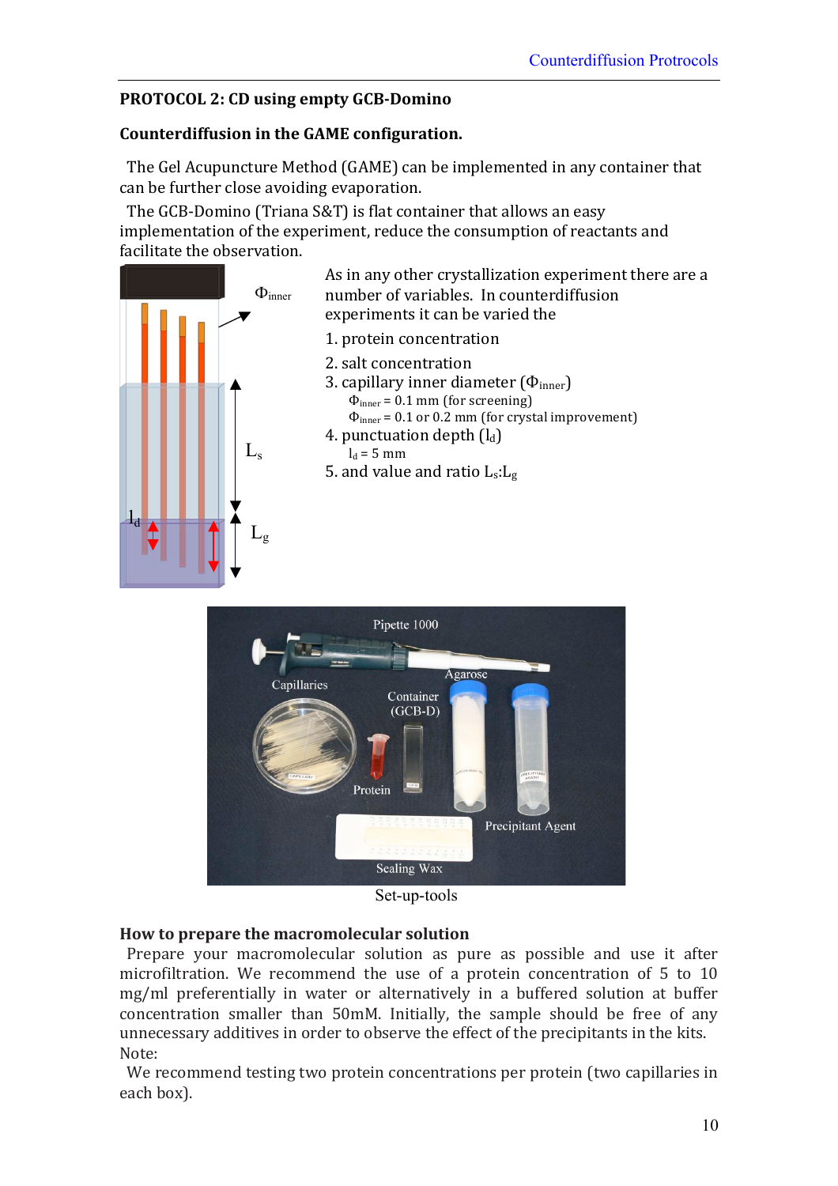## PROTOCOL 2: CD using empty GCB-Domino

### Counterdiffusion in the GAME configuration.

The Gel Acupuncture Method (GAME) can be implemented in any container that can be further close avoiding evaporation.

The GCB-Domino (Triana S&T) is flat container that allows an easy implementation of the experiment, reduce the consumption of reactants and facilitate the observation.

$\Phi_{inner}$

$L_s$

$l_d$

$L_g$

As in any other crystallization experiment there are a number of variables. In counterdiffusion experiments it can be varied the

1. protein concentration
2. salt concentration
3. capillary inner diameter ($\Phi_{inner}$)
   - $\Phi_{inner}$ = 0.1 mm (for screening)
   - $\Phi_{inner}$ = 0.1 or 0.2 mm (for crystal improvement)
4. punctuation depth ($l_d$)
   - $l_d$ = 5 mm
5. and value and ratio $L_s$:$L_g$

Pipette 1000

Capillaries

Agarose

Container (GCB-D)

Protein

Precipitant Agent

Sealing Wax

Set-up-tools

### How to prepare the macromolecular solution

Prepare your macromolecular solution as pure as possible and use it after microfiltration. We recommend the use of a protein concentration of 5 to 10 mg/ml preferentially in water or alternatively in a buffered solution at buffer concentration smaller than 50mM. Initially, the sample should be free of any unnecessary additives in order to observe the effect of the precipitants in the kits.

Note:

We recommend testing two protein concentrations per protein (two capillaries in each box).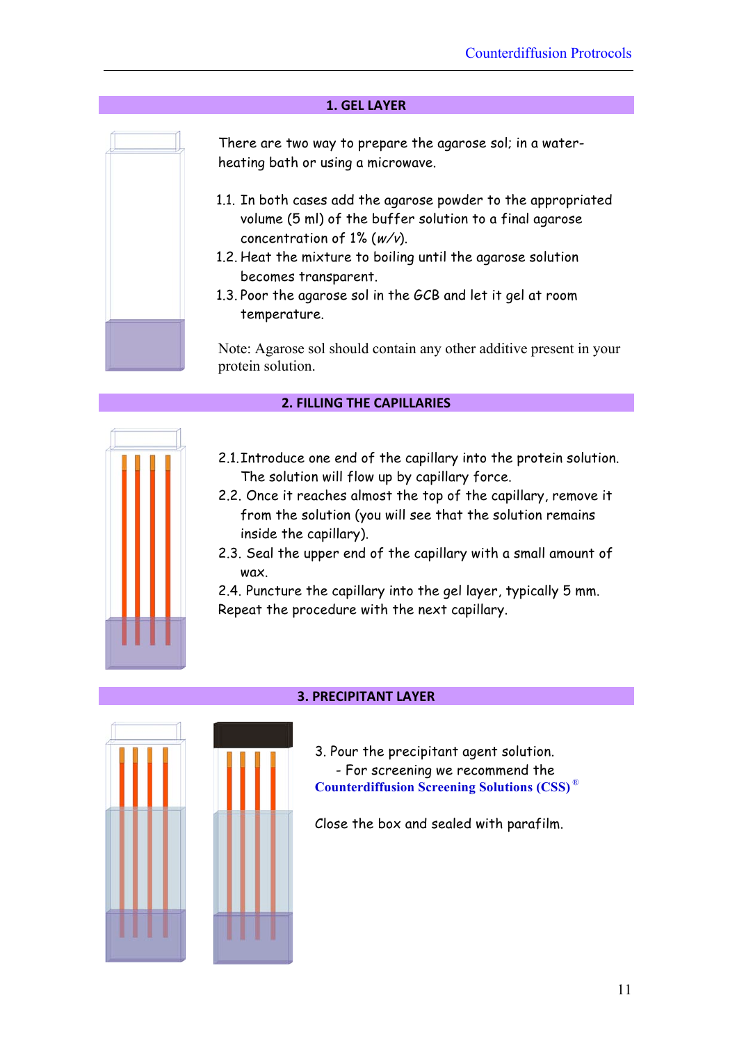## 1. GEL LAYER

There are two way to prepare the agarose sol; in a water-heating bath or using a microwave.

1.1. In both cases add the agarose powder to the appropriated volume (5 ml) of the buffer solution to a final agarose concentration of 1% (*w/v*).
1.2. Heat the mixture to boiling until the agarose solution becomes transparent.
1.3. Poor the agarose sol in the GCB and let it gel at room temperature.

Note: Agarose sol should contain any other additive present in your protein solution.

## 2. FILLING THE CAPILLARIES

2.1. Introduce one end of the capillary into the protein solution. The solution will flow up by capillary force.
2.2. Once it reaches almost the top of the capillary, remove it from the solution (you will see that the solution remains inside the capillary).
2.3. Seal the upper end of the capillary with a small amount of wax.
2.4. Puncture the capillary into the gel layer, typically 5 mm.

Repeat the procedure with the next capillary.

## 3. PRECIPITANT LAYER

3. Pour the precipitant agent solution.
   - For screening we recommend the **Counterdiffusion Screening Solutions (CSS)**®

Close the box and sealed with parafilm.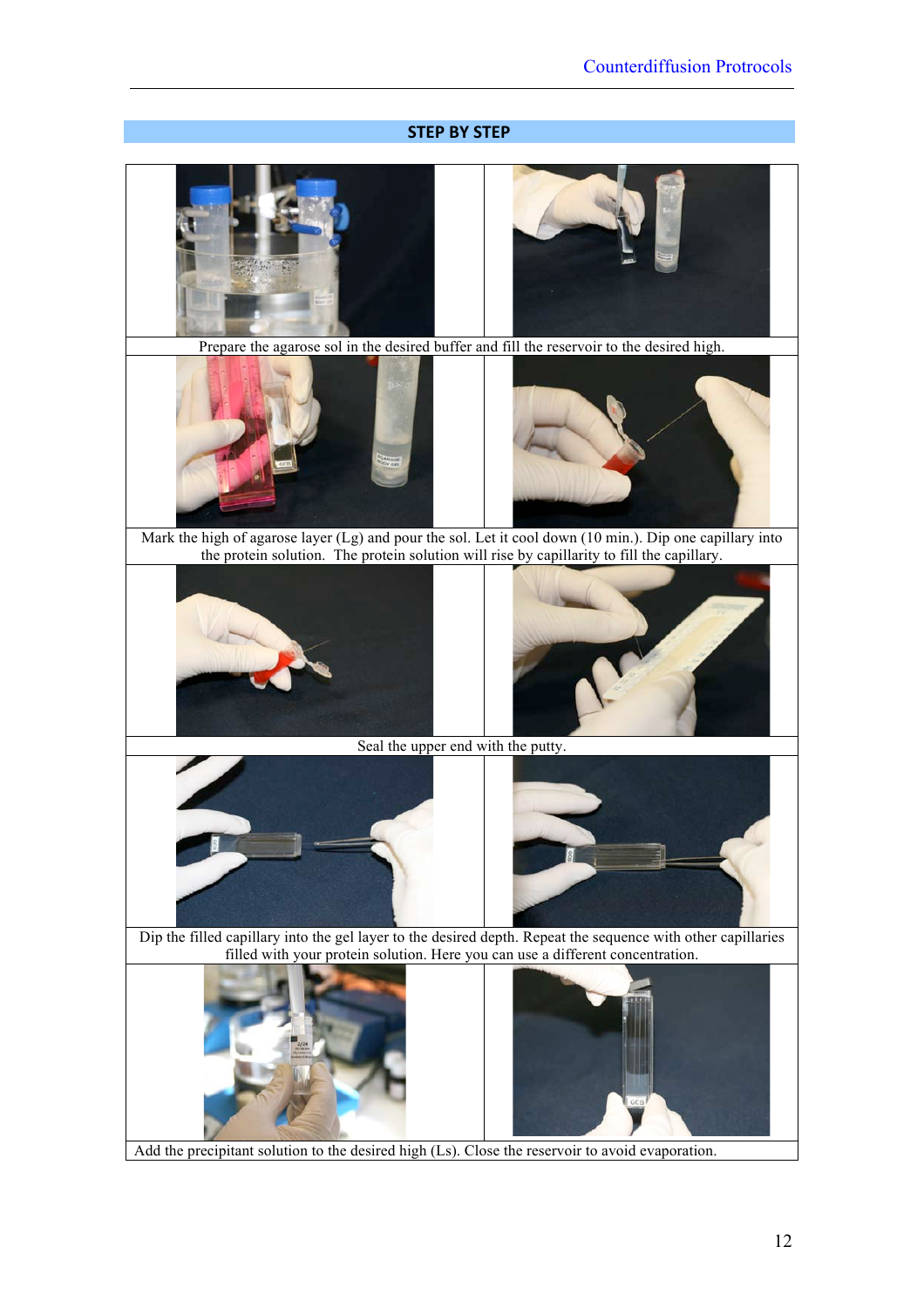## STEP BY STEP

Prepare the agarose sol in the desired buffer and fill the reservoir to the desired high.

Mark the high of agarose layer (Lg) and pour the sol. Let it cool down (10 min.). Dip one capillary into the protein solution. The protein solution will rise by capillarity to fill the capillary.

Seal the upper end with the putty.

Dip the filled capillary into the gel layer to the desired depth. Repeat the sequence with other capillaries filled with your protein solution. Here you can use a different concentration.

Add the precipitant solution to the desired high (Ls). Close the reservoir to avoid evaporation.